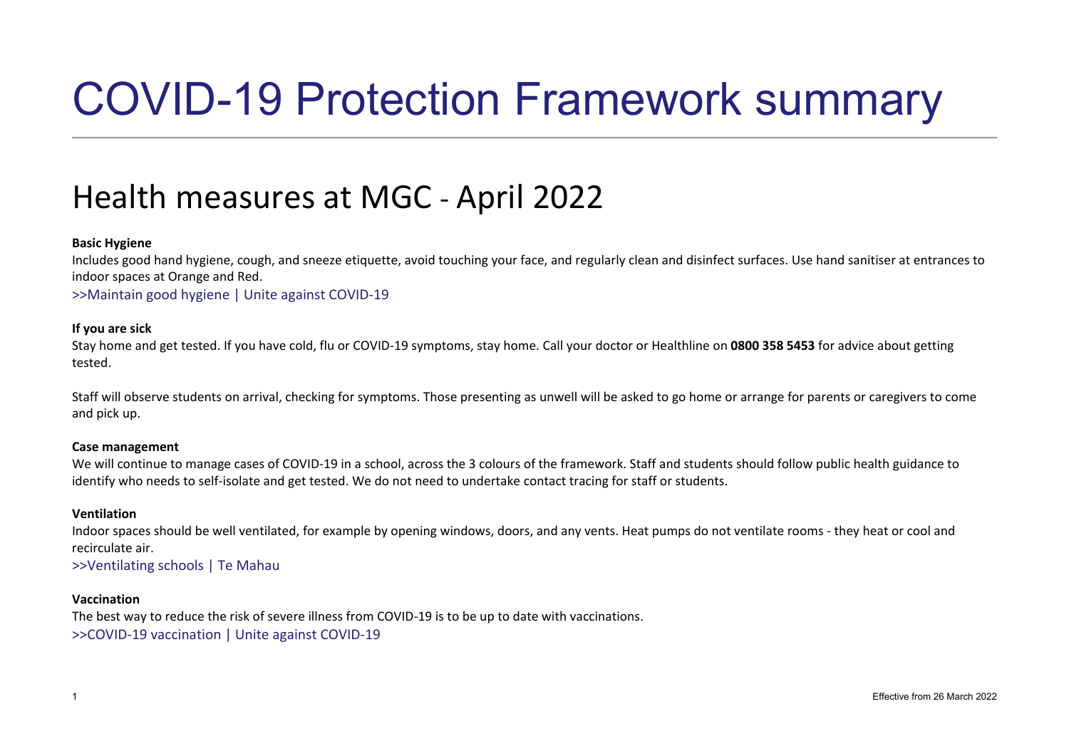# COVID-19 Protection Framework summary

## Health measures at MGC - April 2022

**Basic Hygiene**

Includes good hand hygiene, cough, and sneeze etiquette, avoid touching your face, and regularly clean and disinfect surfaces. Use hand sanitiser at entrances to indoor spaces at Orange and Red.

>>Maintain good hygiene | Unite against COVID-19

**If you are sick**

Stay home and get tested. If you have cold, flu or COVID-19 symptoms, stay home. Call your doctor or Healthline on **0800 358 5453** for advice about getting tested.

Staff will observe students on arrival, checking for symptoms. Those presenting as unwell will be asked to go home or arrange for parents or caregivers to come and pick up.

**Case management**

We will continue to manage cases of COVID-19 in a school, across the 3 colours of the framework. Staff and students should follow public health guidance to identify who needs to self-isolate and get tested. We do not need to undertake contact tracing for staff or students.

**Ventilation**

Indoor spaces should be well ventilated, for example by opening windows, doors, and any vents. Heat pumps do not ventilate rooms - they heat or cool and recirculate air.

>>Ventilating schools | Te Mahau

**Vaccination**

The best way to reduce the risk of severe illness from COVID-19 is to be up to date with vaccinations.

>>COVID-19 vaccination | Unite against COVID-19

Effective from 26 March 2022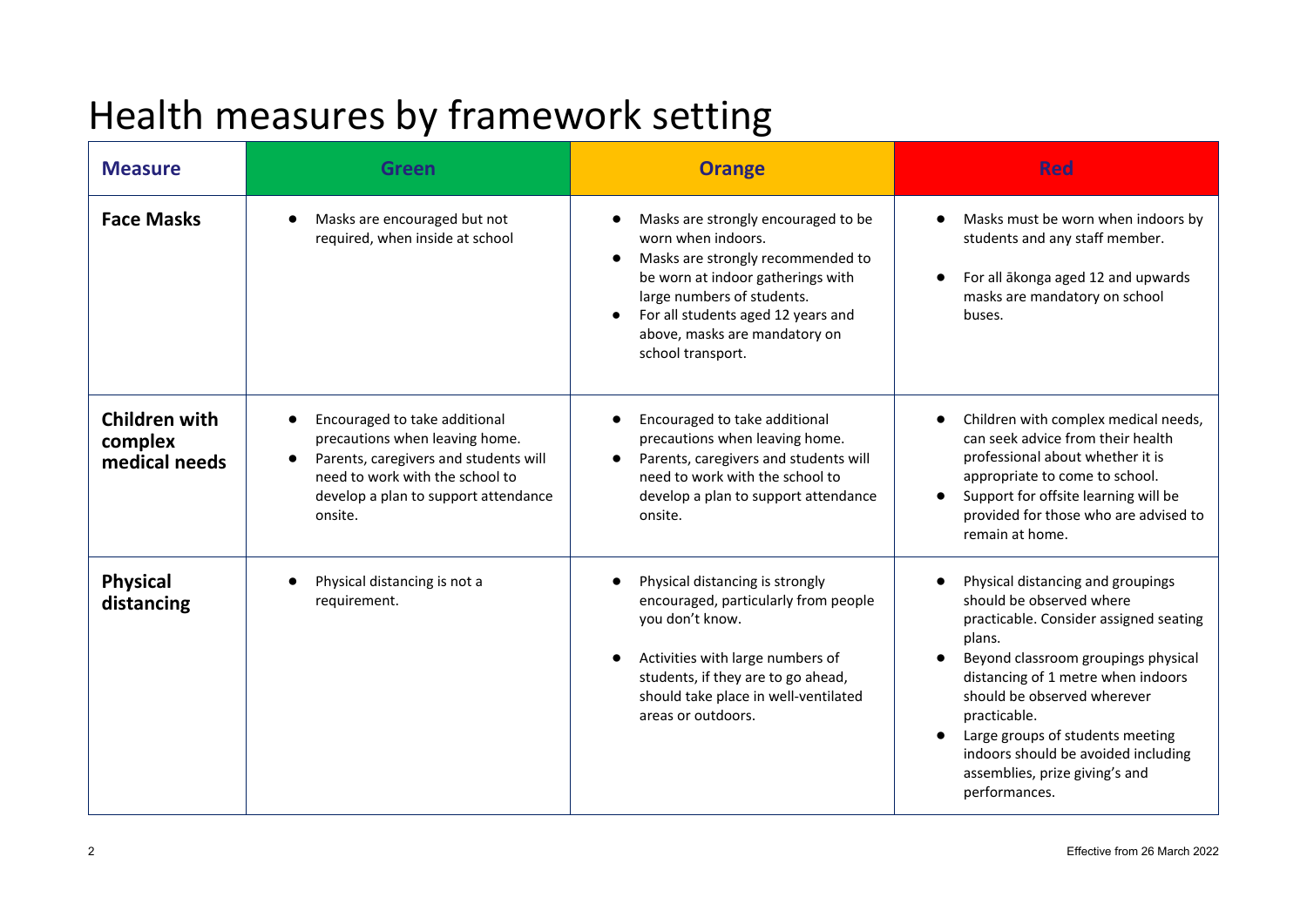# Health measures by framework setting

| Measure | Green | Orange | Red |
|---|---|---|---|
| **Face Masks** | • Masks are encouraged but not required, when inside at school | • Masks are strongly encouraged to be worn when indoors.<br>• Masks are strongly recommended to be worn at indoor gatherings with large numbers of students.<br>• For all students aged 12 years and above, masks are mandatory on school transport. | • Masks must be worn when indoors by students and any staff member.<br>• For all ākonga aged 12 and upwards masks are mandatory on school buses. |
| **Children with complex medical needs** | • Encouraged to take additional precautions when leaving home.<br>• Parents, caregivers and students will need to work with the school to develop a plan to support attendance onsite. | • Encouraged to take additional precautions when leaving home.<br>• Parents, caregivers and students will need to work with the school to develop a plan to support attendance onsite. | • Children with complex medical needs, can seek advice from their health professional about whether it is appropriate to come to school.<br>• Support for offsite learning will be provided for those who are advised to remain at home. |
| **Physical distancing** | • Physical distancing is not a requirement. | • Physical distancing is strongly encouraged, particularly from people you don't know.<br>• Activities with large numbers of students, if they are to go ahead, should take place in well-ventilated areas or outdoors. | • Physical distancing and groupings should be observed where practicable. Consider assigned seating plans.<br>• Beyond classroom groupings physical distancing of 1 metre when indoors should be observed wherever practicable.<br>• Large groups of students meeting indoors should be avoided including assemblies, prize giving's and performances. |

Effective from 26 March 2022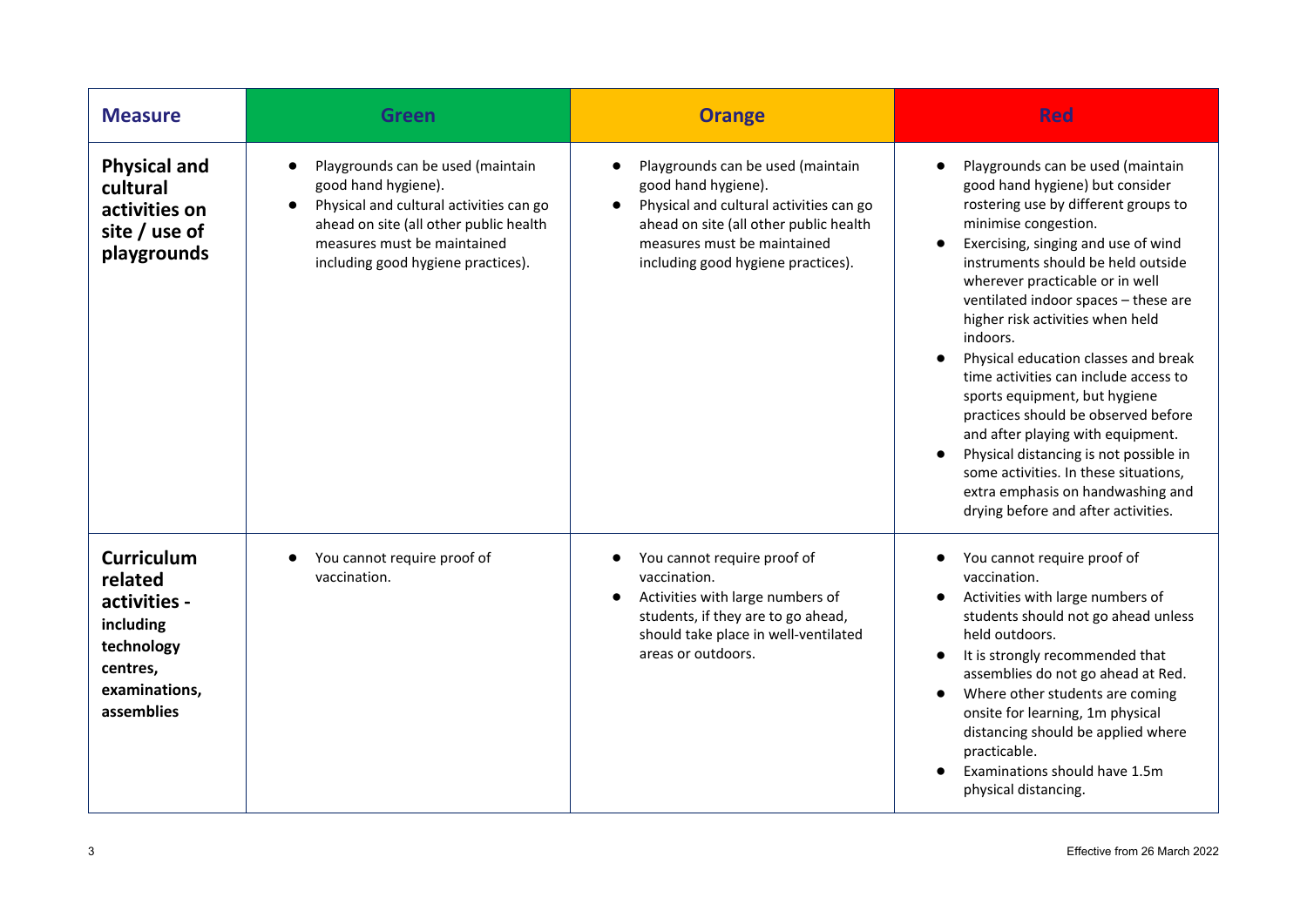| Measure | Green | Orange | Red |
| --- | --- | --- | --- |
| **Physical and cultural activities on site / use of playgrounds** | • Playgrounds can be used (maintain good hand hygiene).<br>• Physical and cultural activities can go ahead on site (all other public health measures must be maintained including good hygiene practices). | • Playgrounds can be used (maintain good hand hygiene).<br>• Physical and cultural activities can go ahead on site (all other public health measures must be maintained including good hygiene practices). | • Playgrounds can be used (maintain good hand hygiene) but consider rostering use by different groups to minimise congestion.<br>• Exercising, singing and use of wind instruments should be held outside wherever practicable or in well ventilated indoor spaces – these are higher risk activities when held indoors.<br>• Physical education classes and break time activities can include access to sports equipment, but hygiene practices should be observed before and after playing with equipment.<br>• Physical distancing is not possible in some activities. In these situations, extra emphasis on handwashing and drying before and after activities. |
| **Curriculum related activities - including technology centres, examinations, assemblies** | • You cannot require proof of vaccination. | • You cannot require proof of vaccination.<br>• Activities with large numbers of students, if they are to go ahead, should take place in well-ventilated areas or outdoors. | • You cannot require proof of vaccination.<br>• Activities with large numbers of students should not go ahead unless held outdoors.<br>• It is strongly recommended that assemblies do not go ahead at Red.<br>• Where other students are coming onsite for learning, 1m physical distancing should be applied where practicable.<br>• Examinations should have 1.5m physical distancing. |

Effective from 26 March 2022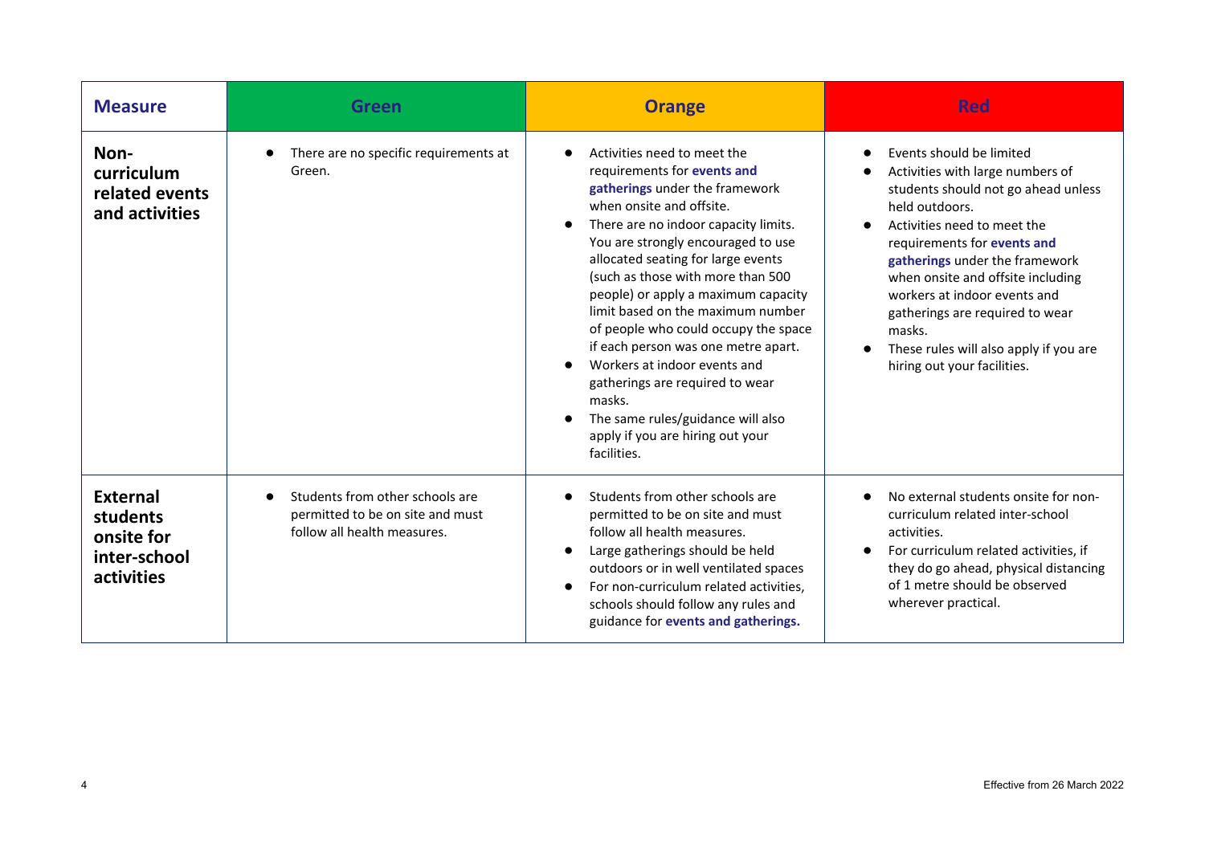| Measure | Green | Orange | Red |
| --- | --- | --- | --- |
| **Non-curriculum related events and activities** | • There are no specific requirements at Green. | • Activities need to meet the requirements for **events and gatherings** under the framework when onsite and offsite.<br>• There are no indoor capacity limits. You are strongly encouraged to use allocated seating for large events (such as those with more than 500 people) or apply a maximum capacity limit based on the maximum number of people who could occupy the space if each person was one metre apart.<br>• Workers at indoor events and gatherings are required to wear masks.<br>• The same rules/guidance will also apply if you are hiring out your facilities. | • Events should be limited<br>• Activities with large numbers of students should not go ahead unless held outdoors.<br>• Activities need to meet the requirements for **events and gatherings** under the framework when onsite and offsite including workers at indoor events and gatherings are required to wear masks.<br>• These rules will also apply if you are hiring out your facilities. |
| **External students onsite for inter-school activities** | • Students from other schools are permitted to be on site and must follow all health measures. | • Students from other schools are permitted to be on site and must follow all health measures.<br>• Large gatherings should be held outdoors or in well ventilated spaces<br>• For non-curriculum related activities, schools should follow any rules and guidance for **events and gatherings.** | • No external students onsite for non-curriculum related inter-school activities.<br>• For curriculum related activities, if they do go ahead, physical distancing of 1 metre should be observed wherever practical. |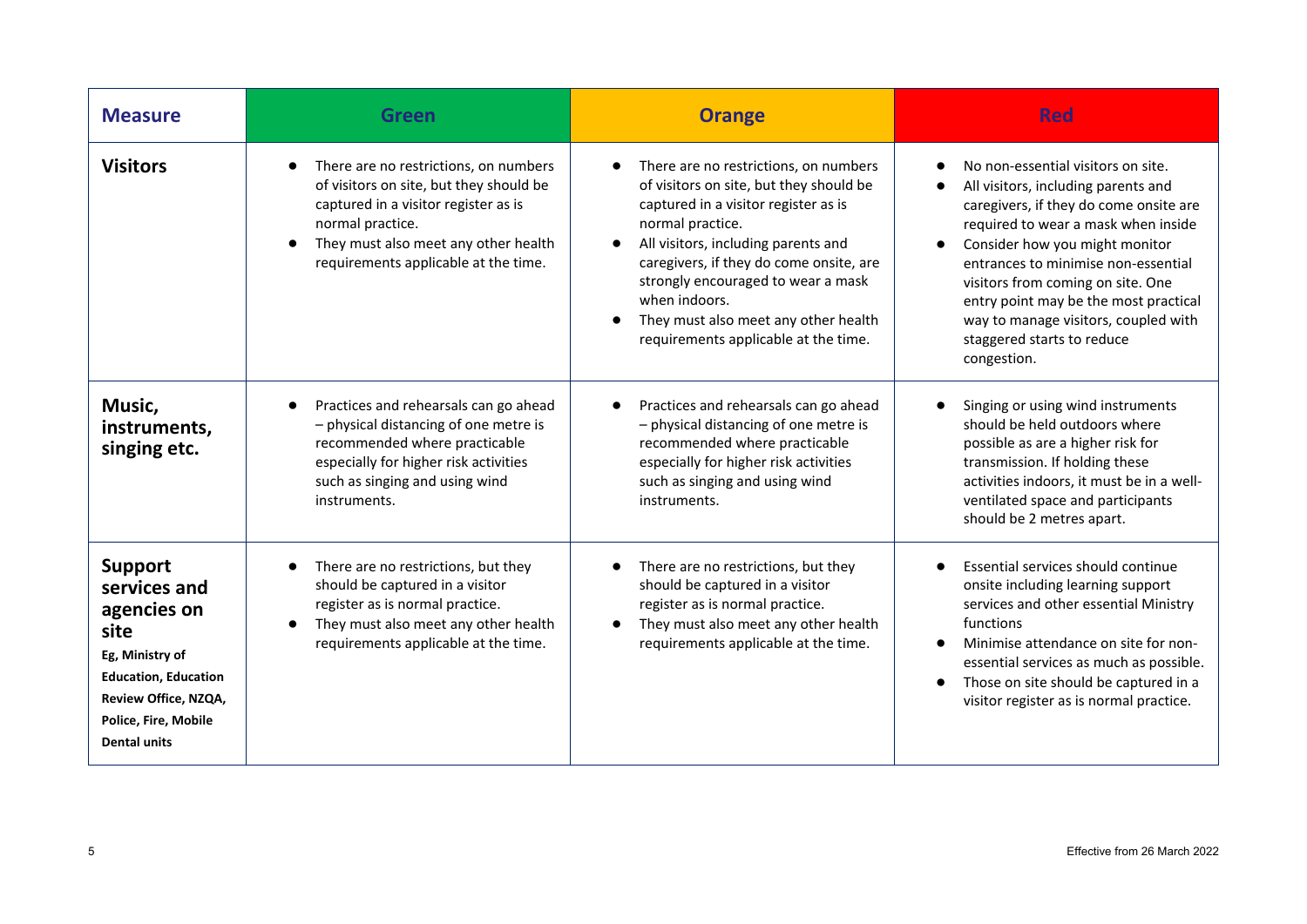| Measure | Green | Orange | Red |
|---|---|---|---|
| **Visitors** | • There are no restrictions, on numbers of visitors on site, but they should be captured in a visitor register as is normal practice.<br>• They must also meet any other health requirements applicable at the time. | • There are no restrictions, on numbers of visitors on site, but they should be captured in a visitor register as is normal practice.<br>• All visitors, including parents and caregivers, if they do come onsite, are strongly encouraged to wear a mask when indoors.<br>• They must also meet any other health requirements applicable at the time. | • No non-essential visitors on site.<br>• All visitors, including parents and caregivers, if they do come onsite are required to wear a mask when inside<br>• Consider how you might monitor entrances to minimise non-essential visitors from coming on site. One entry point may be the most practical way to manage visitors, coupled with staggered starts to reduce congestion. |
| **Music, instruments, singing etc.** | • Practices and rehearsals can go ahead – physical distancing of one metre is recommended where practicable especially for higher risk activities such as singing and using wind instruments. | • Practices and rehearsals can go ahead – physical distancing of one metre is recommended where practicable especially for higher risk activities such as singing and using wind instruments. | • Singing or using wind instruments should be held outdoors where possible as are a higher risk for transmission. If holding these activities indoors, it must be in a well-ventilated space and participants should be 2 metres apart. |
| **Support services and agencies on site**<br>**Eg, Ministry of Education, Education Review Office, NZQA, Police, Fire, Mobile Dental units** | • There are no restrictions, but they should be captured in a visitor register as is normal practice.<br>• They must also meet any other health requirements applicable at the time. | • There are no restrictions, but they should be captured in a visitor register as is normal practice.<br>• They must also meet any other health requirements applicable at the time. | • Essential services should continue onsite including learning support services and other essential Ministry functions<br>• Minimise attendance on site for non-essential services as much as possible.<br>• Those on site should be captured in a visitor register as is normal practice. |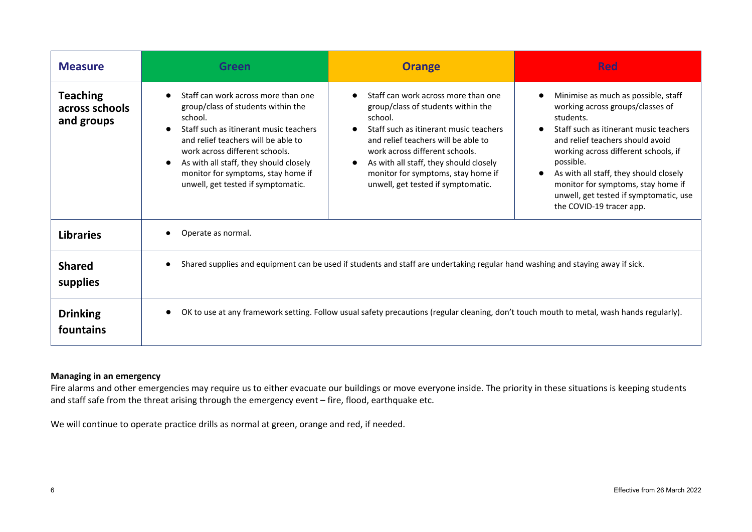| Measure | Green | Orange | Red |
|---|---|---|---|
| **Teaching across schools and groups** | • Staff can work across more than one group/class of students within the school.<br>• Staff such as itinerant music teachers and relief teachers will be able to work across different schools.<br>• As with all staff, they should closely monitor for symptoms, stay home if unwell, get tested if symptomatic. | • Staff can work across more than one group/class of students within the school.<br>• Staff such as itinerant music teachers and relief teachers will be able to work across different schools.<br>• As with all staff, they should closely monitor for symptoms, stay home if unwell, get tested if symptomatic. | • Minimise as much as possible, staff working across groups/classes of students.<br>• Staff such as itinerant music teachers and relief teachers should avoid working across different schools, if possible.<br>• As with all staff, they should closely monitor for symptoms, stay home if unwell, get tested if symptomatic, use the COVID-19 tracer app. |
| **Libraries** | • Operate as normal. | | |
| **Shared supplies** | • Shared supplies and equipment can be used if students and staff are undertaking regular hand washing and staying away if sick. | | |
| **Drinking fountains** | • OK to use at any framework setting. Follow usual safety precautions (regular cleaning, don't touch mouth to metal, wash hands regularly). | | |

**Managing in an emergency**

Fire alarms and other emergencies may require us to either evacuate our buildings or move everyone inside. The priority in these situations is keeping students and staff safe from the threat arising through the emergency event – fire, flood, earthquake etc.

We will continue to operate practice drills as normal at green, orange and red, if needed.

Effective from 26 March 2022